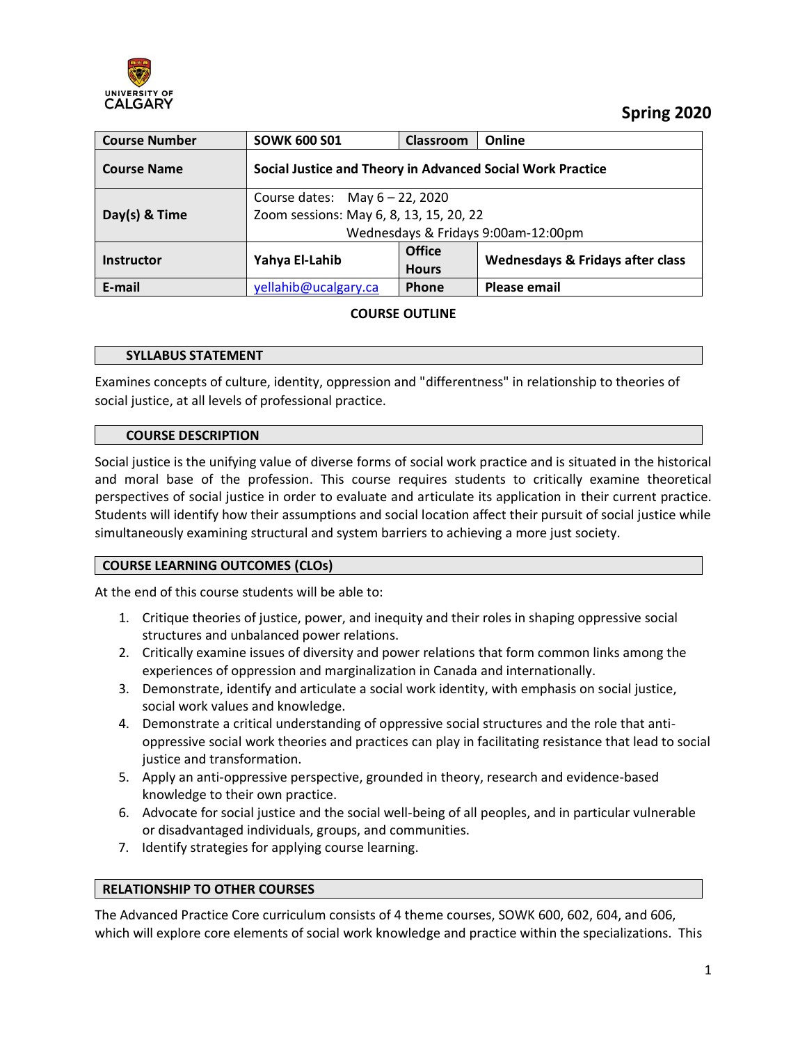**Spring 2020**

| Course Number | SOWK 600 S01 | Classroom | Online |
|---|---|---|---|
| Course Name | Social Justice and Theory in Advanced Social Work Practice | | |
| Day(s) & Time | Course dates: May 6 – 22, 2020<br>Zoom sessions: May 6, 8, 13, 15, 20, 22<br>Wednesdays & Fridays 9:00am-12:00pm | | |
| Instructor | Yahya El-Lahib | Office Hours | Wednesdays & Fridays after class |
| E-mail | yellahib@ucalgary.ca | Phone | Please email |

**COURSE OUTLINE**

## SYLLABUS STATEMENT

Examines concepts of culture, identity, oppression and "differentness" in relationship to theories of social justice, at all levels of professional practice.

## COURSE DESCRIPTION

Social justice is the unifying value of diverse forms of social work practice and is situated in the historical and moral base of the profession. This course requires students to critically examine theoretical perspectives of social justice in order to evaluate and articulate its application in their current practice. Students will identify how their assumptions and social location affect their pursuit of social justice while simultaneously examining structural and system barriers to achieving a more just society.

## COURSE LEARNING OUTCOMES (CLOs)

At the end of this course students will be able to:

1. Critique theories of justice, power, and inequity and their roles in shaping oppressive social structures and unbalanced power relations.
2. Critically examine issues of diversity and power relations that form common links among the experiences of oppression and marginalization in Canada and internationally.
3. Demonstrate, identify and articulate a social work identity, with emphasis on social justice, social work values and knowledge.
4. Demonstrate a critical understanding of oppressive social structures and the role that anti-oppressive social work theories and practices can play in facilitating resistance that lead to social justice and transformation.
5. Apply an anti-oppressive perspective, grounded in theory, research and evidence-based knowledge to their own practice.
6. Advocate for social justice and the social well-being of all peoples, and in particular vulnerable or disadvantaged individuals, groups, and communities.
7. Identify strategies for applying course learning.

## RELATIONSHIP TO OTHER COURSES

The Advanced Practice Core curriculum consists of 4 theme courses, SOWK 600, 602, 604, and 606, which will explore core elements of social work knowledge and practice within the specializations. This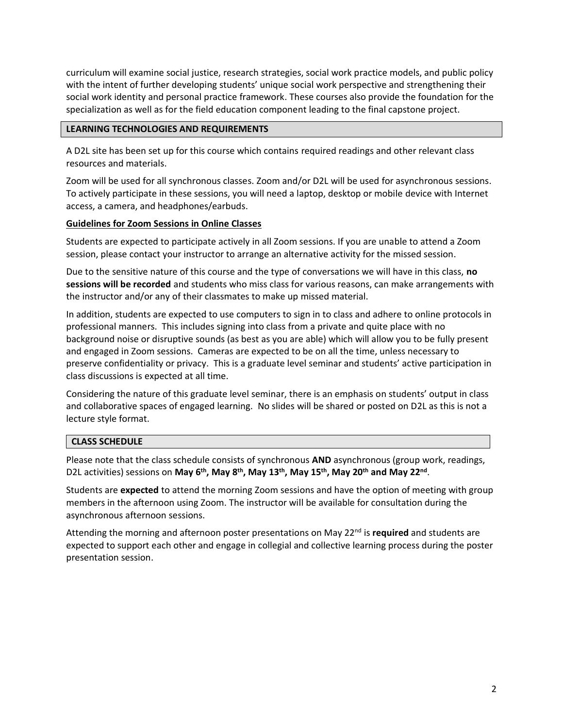curriculum will examine social justice, research strategies, social work practice models, and public policy with the intent of further developing students' unique social work perspective and strengthening their social work identity and personal practice framework. These courses also provide the foundation for the specialization as well as for the field education component leading to the final capstone project.

## LEARNING TECHNOLOGIES AND REQUIREMENTS

A D2L site has been set up for this course which contains required readings and other relevant class resources and materials.

Zoom will be used for all synchronous classes. Zoom and/or D2L will be used for asynchronous sessions. To actively participate in these sessions, you will need a laptop, desktop or mobile device with Internet access, a camera, and headphones/earbuds.

### Guidelines for Zoom Sessions in Online Classes

Students are expected to participate actively in all Zoom sessions. If you are unable to attend a Zoom session, please contact your instructor to arrange an alternative activity for the missed session.

Due to the sensitive nature of this course and the type of conversations we will have in this class, **no sessions will be recorded** and students who miss class for various reasons, can make arrangements with the instructor and/or any of their classmates to make up missed material.

In addition, students are expected to use computers to sign in to class and adhere to online protocols in professional manners. This includes signing into class from a private and quite place with no background noise or disruptive sounds (as best as you are able) which will allow you to be fully present and engaged in Zoom sessions. Cameras are expected to be on all the time, unless necessary to preserve confidentiality or privacy. This is a graduate level seminar and students' active participation in class discussions is expected at all time.

Considering the nature of this graduate level seminar, there is an emphasis on students' output in class and collaborative spaces of engaged learning. No slides will be shared or posted on D2L as this is not a lecture style format.

## CLASS SCHEDULE

Please note that the class schedule consists of synchronous **AND** asynchronous (group work, readings, D2L activities) sessions on **May 6th, May 8th, May 13th, May 15th, May 20th and May 22nd**.

Students are **expected** to attend the morning Zoom sessions and have the option of meeting with group members in the afternoon using Zoom. The instructor will be available for consultation during the asynchronous afternoon sessions.

Attending the morning and afternoon poster presentations on May 22nd is **required** and students are expected to support each other and engage in collegial and collective learning process during the poster presentation session.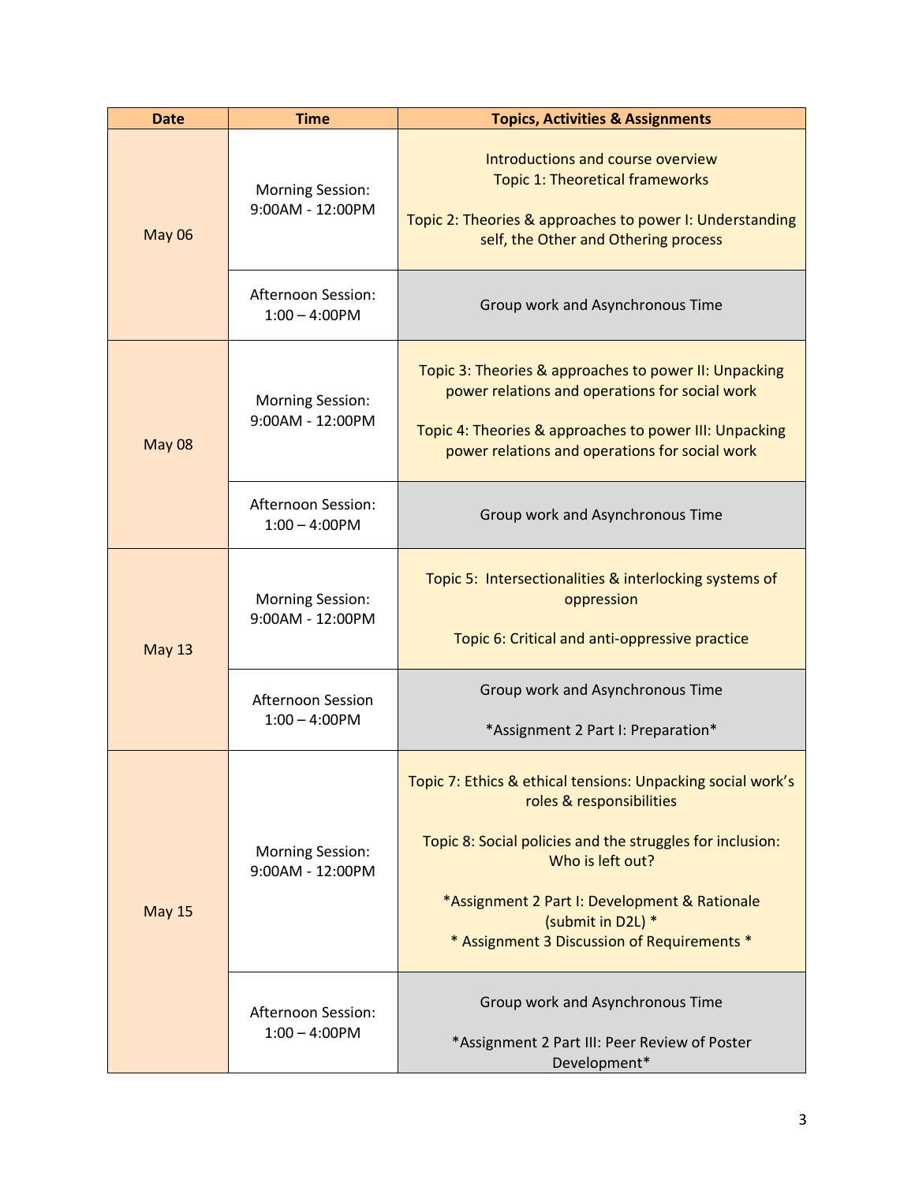| Date | Time | Topics, Activities & Assignments |
|---|---|---|
| May 06 | Morning Session: 9:00AM - 12:00PM | Introductions and course overview<br>Topic 1: Theoretical frameworks<br><br>Topic 2: Theories & approaches to power I: Understanding self, the Other and Othering process |
| | Afternoon Session: 1:00 – 4:00PM | Group work and Asynchronous Time |
| May 08 | Morning Session: 9:00AM - 12:00PM | Topic 3: Theories & approaches to power II: Unpacking power relations and operations for social work<br><br>Topic 4: Theories & approaches to power III: Unpacking power relations and operations for social work |
| | Afternoon Session: 1:00 – 4:00PM | Group work and Asynchronous Time |
| May 13 | Morning Session: 9:00AM - 12:00PM | Topic 5: Intersectionalities & interlocking systems of oppression<br><br>Topic 6: Critical and anti-oppressive practice |
| | Afternoon Session 1:00 – 4:00PM | Group work and Asynchronous Time<br><br>*Assignment 2 Part I: Preparation* |
| May 15 | Morning Session: 9:00AM - 12:00PM | Topic 7: Ethics & ethical tensions: Unpacking social work's roles & responsibilities<br><br>Topic 8: Social policies and the struggles for inclusion: Who is left out?<br><br>*Assignment 2 Part I: Development & Rationale (submit in D2L) *<br>* Assignment 3 Discussion of Requirements * |
| | Afternoon Session: 1:00 – 4:00PM | Group work and Asynchronous Time<br><br>*Assignment 2 Part III: Peer Review of Poster Development* |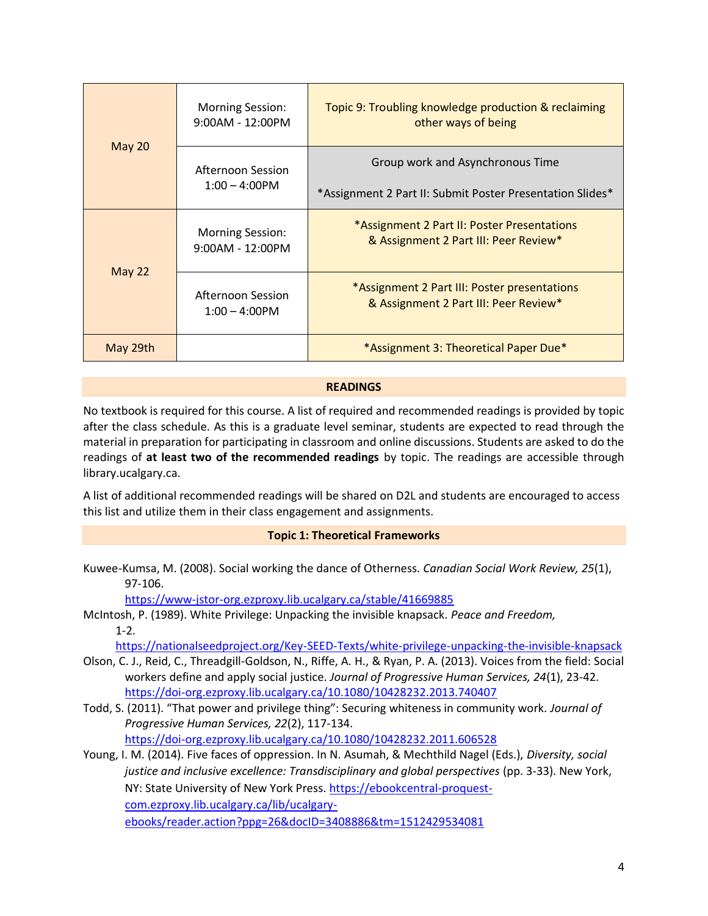| | | |
|---|---|---|
| May 20 | Morning Session: 9:00AM - 12:00PM | Topic 9: Troubling knowledge production & reclaiming other ways of being |
| | Afternoon Session 1:00 – 4:00PM | Group work and Asynchronous Time<br><br>*Assignment 2 Part II: Submit Poster Presentation Slides* |
| May 22 | Morning Session: 9:00AM - 12:00PM | *Assignment 2 Part II: Poster Presentations & Assignment 2 Part III: Peer Review* |
| | Afternoon Session 1:00 – 4:00PM | *Assignment 2 Part III: Poster presentations & Assignment 2 Part III: Peer Review* |
| May 29th | | *Assignment 3: Theoretical Paper Due* |

## READINGS

No textbook is required for this course. A list of required and recommended readings is provided by topic after the class schedule. As this is a graduate level seminar, students are expected to read through the material in preparation for participating in classroom and online discussions. Students are asked to do the readings of **at least two of the recommended readings** by topic. The readings are accessible through library.ucalgary.ca.

A list of additional recommended readings will be shared on D2L and students are encouraged to access this list and utilize them in their class engagement and assignments.

### Topic 1: Theoretical Frameworks

Kuwee-Kumsa, M. (2008). Social working the dance of Otherness. *Canadian Social Work Review, 25*(1), 97-106. https://www-jstor-org.ezproxy.lib.ucalgary.ca/stable/41669885

McIntosh, P. (1989). White Privilege: Unpacking the invisible knapsack. *Peace and Freedom,* 1-2. https://nationalseedproject.org/Key-SEED-Texts/white-privilege-unpacking-the-invisible-knapsack

Olson, C. J., Reid, C., Threadgill-Goldson, N., Riffe, A. H., & Ryan, P. A. (2013). Voices from the field: Social workers define and apply social justice. *Journal of Progressive Human Services, 24*(1), 23-42. https://doi-org.ezproxy.lib.ucalgary.ca/10.1080/10428232.2013.740407

Todd, S. (2011). "That power and privilege thing": Securing whiteness in community work. *Journal of Progressive Human Services, 22*(2), 117-134. https://doi-org.ezproxy.lib.ucalgary.ca/10.1080/10428232.2011.606528

Young, I. M. (2014). Five faces of oppression. In N. Asumah, & Mechthild Nagel (Eds.), *Diversity, social justice and inclusive excellence: Transdisciplinary and global perspectives* (pp. 3-33). New York, NY: State University of New York Press. https://ebookcentral-proquest-com.ezproxy.lib.ucalgary.ca/lib/ucalgary-ebooks/reader.action?ppg=26&docID=3408886&tm=1512429534081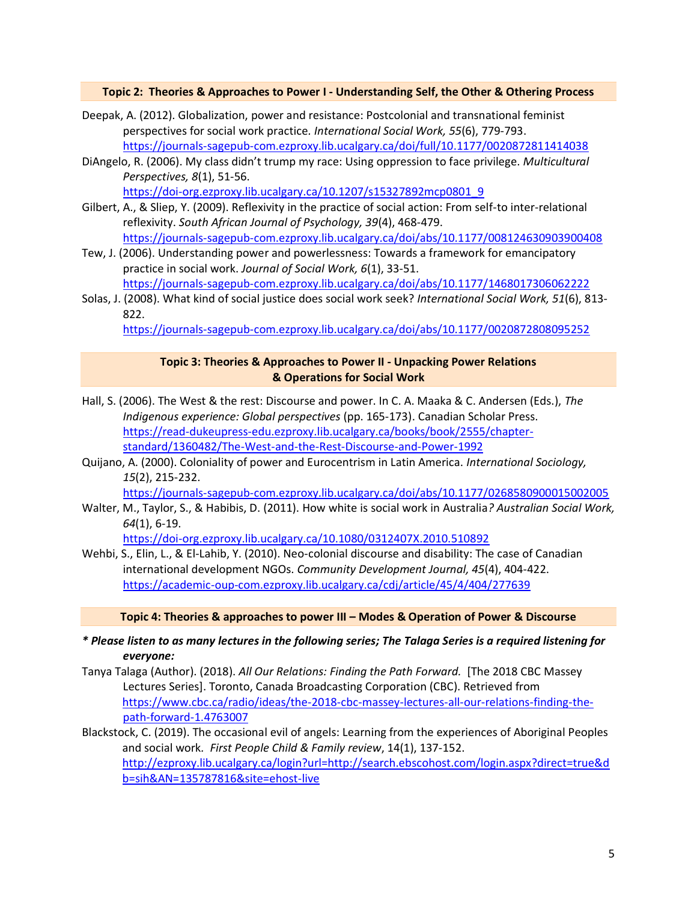### Topic 2: Theories & Approaches to Power I - Understanding Self, the Other & Othering Process

Deepak, A. (2012). Globalization, power and resistance: Postcolonial and transnational feminist perspectives for social work practice. *International Social Work, 55*(6), 779-793. https://journals-sagepub-com.ezproxy.lib.ucalgary.ca/doi/full/10.1177/0020872811414038

DiAngelo, R. (2006). My class didn't trump my race: Using oppression to face privilege. *Multicultural Perspectives, 8*(1), 51-56. https://doi-org.ezproxy.lib.ucalgary.ca/10.1207/s15327892mcp0801_9

Gilbert, A., & Sliep, Y. (2009). Reflexivity in the practice of social action: From self-to inter-relational reflexivity. *South African Journal of Psychology, 39*(4), 468-479. https://journals-sagepub-com.ezproxy.lib.ucalgary.ca/doi/abs/10.1177/008124630903900408

Tew, J. (2006). Understanding power and powerlessness: Towards a framework for emancipatory practice in social work. *Journal of Social Work, 6*(1), 33-51. https://journals-sagepub-com.ezproxy.lib.ucalgary.ca/doi/abs/10.1177/1468017306062222

Solas, J. (2008). What kind of social justice does social work seek? *International Social Work, 51*(6), 813-822. https://journals-sagepub-com.ezproxy.lib.ucalgary.ca/doi/abs/10.1177/0020872808095252

### Topic 3: Theories & Approaches to Power II - Unpacking Power Relations & Operations for Social Work

Hall, S. (2006). The West & the rest: Discourse and power. In C. A. Maaka & C. Andersen (Eds.), *The Indigenous experience: Global perspectives* (pp. 165-173). Canadian Scholar Press. https://read-dukeupress-edu.ezproxy.lib.ucalgary.ca/books/book/2555/chapter-standard/1360482/The-West-and-the-Rest-Discourse-and-Power-1992

Quijano, A. (2000). Coloniality of power and Eurocentrism in Latin America. *International Sociology, 15*(2), 215-232. https://journals-sagepub-com.ezproxy.lib.ucalgary.ca/doi/abs/10.1177/0268580900015002005

Walter, M., Taylor, S., & Habibis, D. (2011). How white is social work in Australia*? Australian Social Work, 64*(1), 6-19. https://doi-org.ezproxy.lib.ucalgary.ca/10.1080/0312407X.2010.510892

Wehbi, S., Elin, L., & El-Lahib, Y. (2010). Neo-colonial discourse and disability: The case of Canadian international development NGOs. *Community Development Journal, 45*(4), 404-422. https://academic-oup-com.ezproxy.lib.ucalgary.ca/cdj/article/45/4/404/277639

### Topic 4: Theories & approaches to power III – Modes & Operation of Power & Discourse

***\* Please listen to as many lectures in the following series; The Talaga Series is a required listening for everyone:***

Tanya Talaga (Author). (2018). *All Our Relations: Finding the Path Forward.* [The 2018 CBC Massey Lectures Series]. Toronto, Canada Broadcasting Corporation (CBC). Retrieved from https://www.cbc.ca/radio/ideas/the-2018-cbc-massey-lectures-all-our-relations-finding-the-path-forward-1.4763007

Blackstock, C. (2019). The occasional evil of angels: Learning from the experiences of Aboriginal Peoples and social work. *First People Child & Family review*, 14(1), 137-152. http://ezproxy.lib.ucalgary.ca/login?url=http://search.ebscohost.com/login.aspx?direct=true&db=sih&AN=135787816&site=ehost-live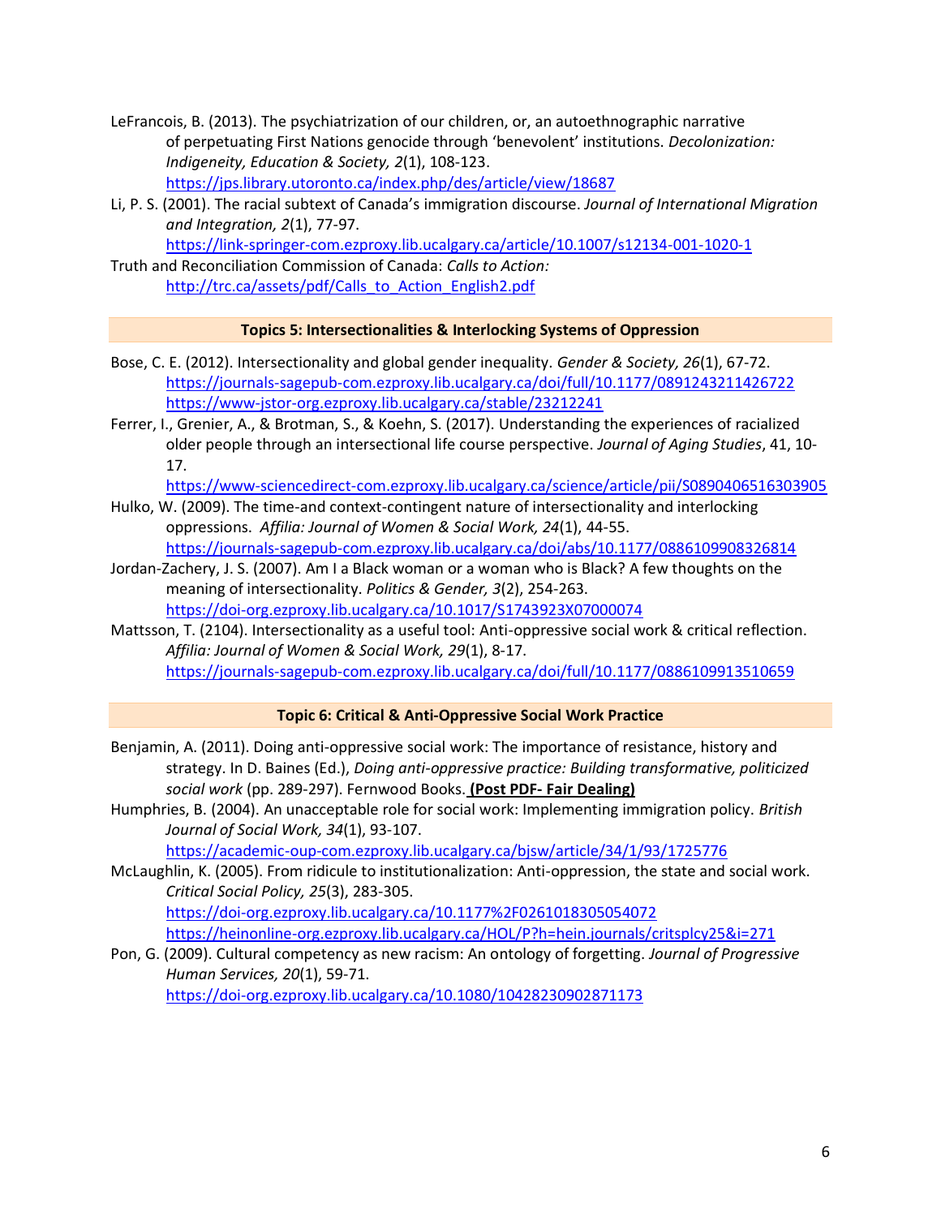LeFrancois, B. (2013). The psychiatrization of our children, or, an autoethnographic narrative of perpetuating First Nations genocide through 'benevolent' institutions. *Decolonization: Indigeneity, Education & Society, 2*(1), 108-123. https://jps.library.utoronto.ca/index.php/des/article/view/18687

Li, P. S. (2001). The racial subtext of Canada's immigration discourse. *Journal of International Migration and Integration, 2*(1), 77-97. https://link-springer-com.ezproxy.lib.ucalgary.ca/article/10.1007/s12134-001-1020-1

Truth and Reconciliation Commission of Canada: *Calls to Action:* http://trc.ca/assets/pdf/Calls_to_Action_English2.pdf

**Topics 5: Intersectionalities & Interlocking Systems of Oppression**

Bose, C. E. (2012). Intersectionality and global gender inequality. *Gender & Society, 26*(1), 67-72. https://journals-sagepub-com.ezproxy.lib.ucalgary.ca/doi/full/10.1177/0891243211426722 https://www-jstor-org.ezproxy.lib.ucalgary.ca/stable/23212241

Ferrer, I., Grenier, A., & Brotman, S., & Koehn, S. (2017). Understanding the experiences of racialized older people through an intersectional life course perspective. *Journal of Aging Studies*, 41, 10-17. https://www-sciencedirect-com.ezproxy.lib.ucalgary.ca/science/article/pii/S0890406516303905

Hulko, W. (2009). The time-and context-contingent nature of intersectionality and interlocking oppressions. *Affilia: Journal of Women & Social Work, 24*(1), 44-55. https://journals-sagepub-com.ezproxy.lib.ucalgary.ca/doi/abs/10.1177/0886109908326814

Jordan-Zachery, J. S. (2007). Am I a Black woman or a woman who is Black? A few thoughts on the meaning of intersectionality. *Politics & Gender, 3*(2), 254-263. https://doi-org.ezproxy.lib.ucalgary.ca/10.1017/S1743923X07000074

Mattsson, T. (2104). Intersectionality as a useful tool: Anti-oppressive social work & critical reflection. *Affilia: Journal of Women & Social Work, 29*(1), 8-17. https://journals-sagepub-com.ezproxy.lib.ucalgary.ca/doi/full/10.1177/0886109913510659

**Topic 6: Critical & Anti-Oppressive Social Work Practice**

Benjamin, A. (2011). Doing anti-oppressive social work: The importance of resistance, history and strategy. In D. Baines (Ed.), *Doing anti-oppressive practice: Building transformative, politicized social work* (pp. 289-297). Fernwood Books. **(Post PDF- Fair Dealing)**

Humphries, B. (2004). An unacceptable role for social work: Implementing immigration policy. *British Journal of Social Work, 34*(1), 93-107. https://academic-oup-com.ezproxy.lib.ucalgary.ca/bjsw/article/34/1/93/1725776

McLaughlin, K. (2005). From ridicule to institutionalization: Anti-oppression, the state and social work. *Critical Social Policy, 25*(3), 283-305. https://doi-org.ezproxy.lib.ucalgary.ca/10.1177%2F0261018305054072 https://heinonline-org.ezproxy.lib.ucalgary.ca/HOL/P?h=hein.journals/critsplcy25&i=271

Pon, G. (2009). Cultural competency as new racism: An ontology of forgetting. *Journal of Progressive Human Services, 20*(1), 59-71. https://doi-org.ezproxy.lib.ucalgary.ca/10.1080/10428230902871173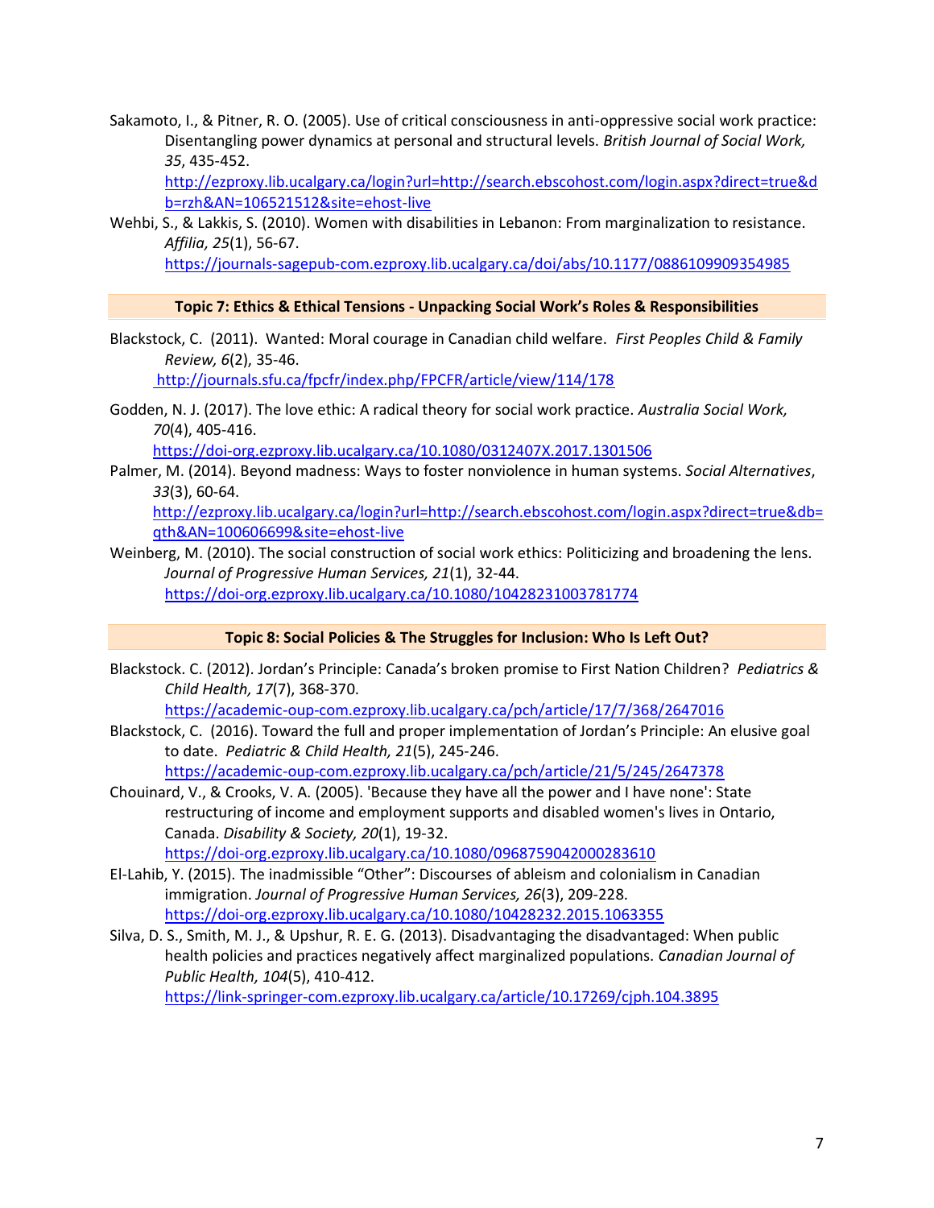Sakamoto, I., & Pitner, R. O. (2005). Use of critical consciousness in anti-oppressive social work practice: Disentangling power dynamics at personal and structural levels. *British Journal of Social Work, 35*, 435-452. http://ezproxy.lib.ucalgary.ca/login?url=http://search.ebscohost.com/login.aspx?direct=true&db=rzh&AN=106521512&site=ehost-live

Wehbi, S., & Lakkis, S. (2010). Women with disabilities in Lebanon: From marginalization to resistance. *Affilia, 25*(1), 56-67. https://journals-sagepub-com.ezproxy.lib.ucalgary.ca/doi/abs/10.1177/0886109909354985

## Topic 7: Ethics & Ethical Tensions - Unpacking Social Work's Roles & Responsibilities

Blackstock, C. (2011). Wanted: Moral courage in Canadian child welfare. *First Peoples Child & Family Review, 6*(2), 35-46. http://journals.sfu.ca/fpcfr/index.php/FPCFR/article/view/114/178

Godden, N. J. (2017). The love ethic: A radical theory for social work practice. *Australia Social Work, 70*(4), 405-416. https://doi-org.ezproxy.lib.ucalgary.ca/10.1080/0312407X.2017.1301506

Palmer, M. (2014). Beyond madness: Ways to foster nonviolence in human systems. *Social Alternatives*, *33*(3), 60-64. http://ezproxy.lib.ucalgary.ca/login?url=http://search.ebscohost.com/login.aspx?direct=true&db=qth&AN=100606699&site=ehost-live

Weinberg, M. (2010). The social construction of social work ethics: Politicizing and broadening the lens. *Journal of Progressive Human Services, 21*(1), 32-44. https://doi-org.ezproxy.lib.ucalgary.ca/10.1080/10428231003781774

## Topic 8: Social Policies & The Struggles for Inclusion: Who Is Left Out?

Blackstock. C. (2012). Jordan's Principle: Canada's broken promise to First Nation Children? *Pediatrics & Child Health, 17*(7), 368-370. https://academic-oup-com.ezproxy.lib.ucalgary.ca/pch/article/17/7/368/2647016

Blackstock, C. (2016). Toward the full and proper implementation of Jordan's Principle: An elusive goal to date. *Pediatric & Child Health, 21*(5), 245-246. https://academic-oup-com.ezproxy.lib.ucalgary.ca/pch/article/21/5/245/2647378

Chouinard, V., & Crooks, V. A. (2005). 'Because they have all the power and I have none': State restructuring of income and employment supports and disabled women's lives in Ontario, Canada. *Disability & Society, 20*(1), 19-32. https://doi-org.ezproxy.lib.ucalgary.ca/10.1080/0968759042000283610

El-Lahib, Y. (2015). The inadmissible "Other": Discourses of ableism and colonialism in Canadian immigration. *Journal of Progressive Human Services, 26*(3), 209-228. https://doi-org.ezproxy.lib.ucalgary.ca/10.1080/10428232.2015.1063355

Silva, D. S., Smith, M. J., & Upshur, R. E. G. (2013). Disadvantaging the disadvantaged: When public health policies and practices negatively affect marginalized populations. *Canadian Journal of Public Health, 104*(5), 410-412. https://link-springer-com.ezproxy.lib.ucalgary.ca/article/10.17269/cjph.104.3895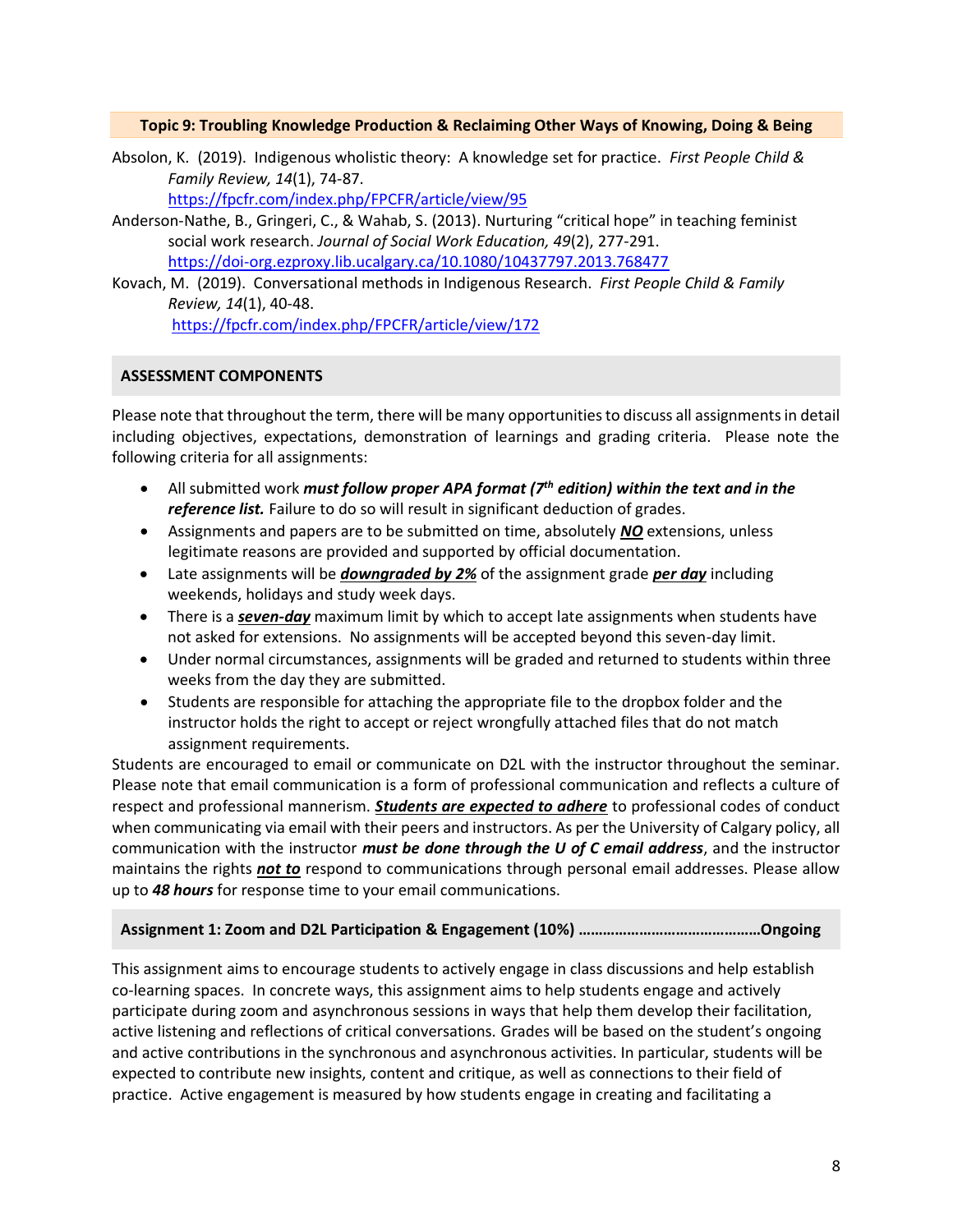### Topic 9: Troubling Knowledge Production & Reclaiming Other Ways of Knowing, Doing & Being

Absolon, K. (2019). Indigenous wholistic theory: A knowledge set for practice. *First People Child & Family Review, 14*(1), 74-87. https://fpcfr.com/index.php/FPCFR/article/view/95

Anderson-Nathe, B., Gringeri, C., & Wahab, S. (2013). Nurturing "critical hope" in teaching feminist social work research. *Journal of Social Work Education, 49*(2), 277-291. https://doi-org.ezproxy.lib.ucalgary.ca/10.1080/10437797.2013.768477

Kovach, M. (2019). Conversational methods in Indigenous Research. *First People Child & Family Review, 14*(1), 40-48. https://fpcfr.com/index.php/FPCFR/article/view/172

## ASSESSMENT COMPONENTS

Please note that throughout the term, there will be many opportunities to discuss all assignments in detail including objectives, expectations, demonstration of learnings and grading criteria. Please note the following criteria for all assignments:

- All submitted work ***must follow proper APA format (7th edition) within the text and in the reference list.*** Failure to do so will result in significant deduction of grades.
- Assignments and papers are to be submitted on time, absolutely ***NO*** extensions, unless legitimate reasons are provided and supported by official documentation.
- Late assignments will be ***downgraded by 2%*** of the assignment grade ***per day*** including weekends, holidays and study week days.
- There is a ***seven-day*** maximum limit by which to accept late assignments when students have not asked for extensions. No assignments will be accepted beyond this seven-day limit.
- Under normal circumstances, assignments will be graded and returned to students within three weeks from the day they are submitted.
- Students are responsible for attaching the appropriate file to the dropbox folder and the instructor holds the right to accept or reject wrongfully attached files that do not match assignment requirements.

Students are encouraged to email or communicate on D2L with the instructor throughout the seminar. Please note that email communication is a form of professional communication and reflects a culture of respect and professional mannerism. ***Students are expected to adhere*** to professional codes of conduct when communicating via email with their peers and instructors. As per the University of Calgary policy, all communication with the instructor ***must be done through the U of C email address***, and the instructor maintains the rights ***not to*** respond to communications through personal email addresses. Please allow up to ***48 hours*** for response time to your email communications.

### Assignment 1: Zoom and D2L Participation & Engagement (10%) ……………………………………Ongoing

This assignment aims to encourage students to actively engage in class discussions and help establish co-learning spaces. In concrete ways, this assignment aims to help students engage and actively participate during zoom and asynchronous sessions in ways that help them develop their facilitation, active listening and reflections of critical conversations. Grades will be based on the student's ongoing and active contributions in the synchronous and asynchronous activities. In particular, students will be expected to contribute new insights, content and critique, as well as connections to their field of practice. Active engagement is measured by how students engage in creating and facilitating a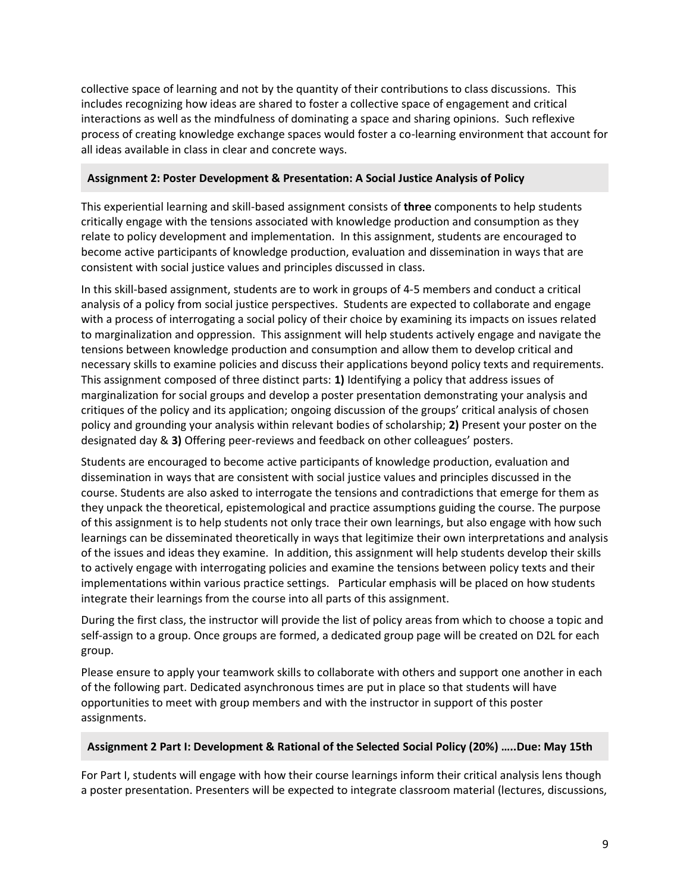collective space of learning and not by the quantity of their contributions to class discussions. This includes recognizing how ideas are shared to foster a collective space of engagement and critical interactions as well as the mindfulness of dominating a space and sharing opinions. Such reflexive process of creating knowledge exchange spaces would foster a co-learning environment that account for all ideas available in class in clear and concrete ways.

### Assignment 2: Poster Development & Presentation: A Social Justice Analysis of Policy

This experiential learning and skill-based assignment consists of **three** components to help students critically engage with the tensions associated with knowledge production and consumption as they relate to policy development and implementation. In this assignment, students are encouraged to become active participants of knowledge production, evaluation and dissemination in ways that are consistent with social justice values and principles discussed in class.

In this skill-based assignment, students are to work in groups of 4-5 members and conduct a critical analysis of a policy from social justice perspectives. Students are expected to collaborate and engage with a process of interrogating a social policy of their choice by examining its impacts on issues related to marginalization and oppression. This assignment will help students actively engage and navigate the tensions between knowledge production and consumption and allow them to develop critical and necessary skills to examine policies and discuss their applications beyond policy texts and requirements. This assignment composed of three distinct parts: **1)** Identifying a policy that address issues of marginalization for social groups and develop a poster presentation demonstrating your analysis and critiques of the policy and its application; ongoing discussion of the groups' critical analysis of chosen policy and grounding your analysis within relevant bodies of scholarship; **2)** Present your poster on the designated day & **3)** Offering peer-reviews and feedback on other colleagues' posters.

Students are encouraged to become active participants of knowledge production, evaluation and dissemination in ways that are consistent with social justice values and principles discussed in the course. Students are also asked to interrogate the tensions and contradictions that emerge for them as they unpack the theoretical, epistemological and practice assumptions guiding the course. The purpose of this assignment is to help students not only trace their own learnings, but also engage with how such learnings can be disseminated theoretically in ways that legitimize their own interpretations and analysis of the issues and ideas they examine. In addition, this assignment will help students develop their skills to actively engage with interrogating policies and examine the tensions between policy texts and their implementations within various practice settings. Particular emphasis will be placed on how students integrate their learnings from the course into all parts of this assignment.

During the first class, the instructor will provide the list of policy areas from which to choose a topic and self-assign to a group. Once groups are formed, a dedicated group page will be created on D2L for each group.

Please ensure to apply your teamwork skills to collaborate with others and support one another in each of the following part. Dedicated asynchronous times are put in place so that students will have opportunities to meet with group members and with the instructor in support of this poster assignments.

### Assignment 2 Part I: Development & Rational of the Selected Social Policy (20%) …..Due: May 15th

For Part I, students will engage with how their course learnings inform their critical analysis lens though a poster presentation. Presenters will be expected to integrate classroom material (lectures, discussions,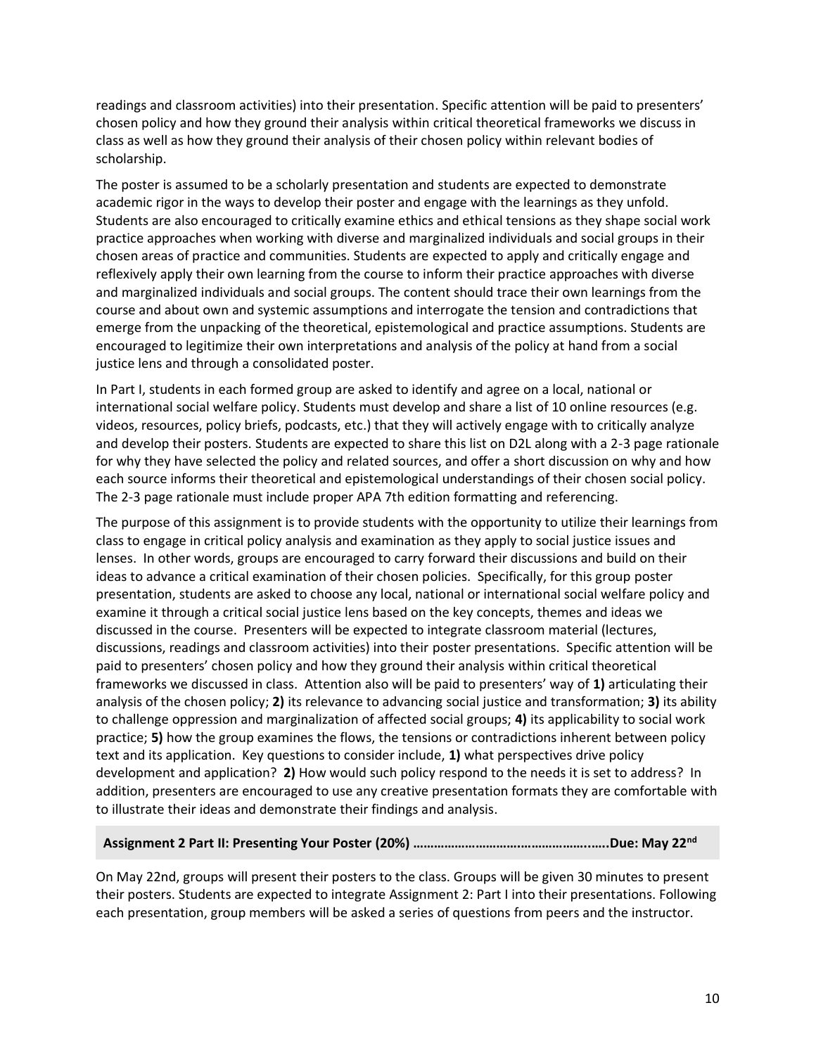readings and classroom activities) into their presentation. Specific attention will be paid to presenters' chosen policy and how they ground their analysis within critical theoretical frameworks we discuss in class as well as how they ground their analysis of their chosen policy within relevant bodies of scholarship.

The poster is assumed to be a scholarly presentation and students are expected to demonstrate academic rigor in the ways to develop their poster and engage with the learnings as they unfold. Students are also encouraged to critically examine ethics and ethical tensions as they shape social work practice approaches when working with diverse and marginalized individuals and social groups in their chosen areas of practice and communities. Students are expected to apply and critically engage and reflexively apply their own learning from the course to inform their practice approaches with diverse and marginalized individuals and social groups. The content should trace their own learnings from the course and about own and systemic assumptions and interrogate the tension and contradictions that emerge from the unpacking of the theoretical, epistemological and practice assumptions. Students are encouraged to legitimize their own interpretations and analysis of the policy at hand from a social justice lens and through a consolidated poster.

In Part I, students in each formed group are asked to identify and agree on a local, national or international social welfare policy. Students must develop and share a list of 10 online resources (e.g. videos, resources, policy briefs, podcasts, etc.) that they will actively engage with to critically analyze and develop their posters. Students are expected to share this list on D2L along with a 2-3 page rationale for why they have selected the policy and related sources, and offer a short discussion on why and how each source informs their theoretical and epistemological understandings of their chosen social policy. The 2-3 page rationale must include proper APA 7th edition formatting and referencing.

The purpose of this assignment is to provide students with the opportunity to utilize their learnings from class to engage in critical policy analysis and examination as they apply to social justice issues and lenses. In other words, groups are encouraged to carry forward their discussions and build on their ideas to advance a critical examination of their chosen policies. Specifically, for this group poster presentation, students are asked to choose any local, national or international social welfare policy and examine it through a critical social justice lens based on the key concepts, themes and ideas we discussed in the course. Presenters will be expected to integrate classroom material (lectures, discussions, readings and classroom activities) into their poster presentations. Specific attention will be paid to presenters' chosen policy and how they ground their analysis within critical theoretical frameworks we discussed in class. Attention also will be paid to presenters' way of **1)** articulating their analysis of the chosen policy; **2)** its relevance to advancing social justice and transformation; **3)** its ability to challenge oppression and marginalization of affected social groups; **4)** its applicability to social work practice; **5)** how the group examines the flows, the tensions or contradictions inherent between policy text and its application. Key questions to consider include, **1)** what perspectives drive policy development and application? **2)** How would such policy respond to the needs it is set to address? In addition, presenters are encouraged to use any creative presentation formats they are comfortable with to illustrate their ideas and demonstrate their findings and analysis.

**Assignment 2 Part II: Presenting Your Poster (20%) ……………………………………………..Due: May 22nd**

On May 22nd, groups will present their posters to the class. Groups will be given 30 minutes to present their posters. Students are expected to integrate Assignment 2: Part I into their presentations. Following each presentation, group members will be asked a series of questions from peers and the instructor.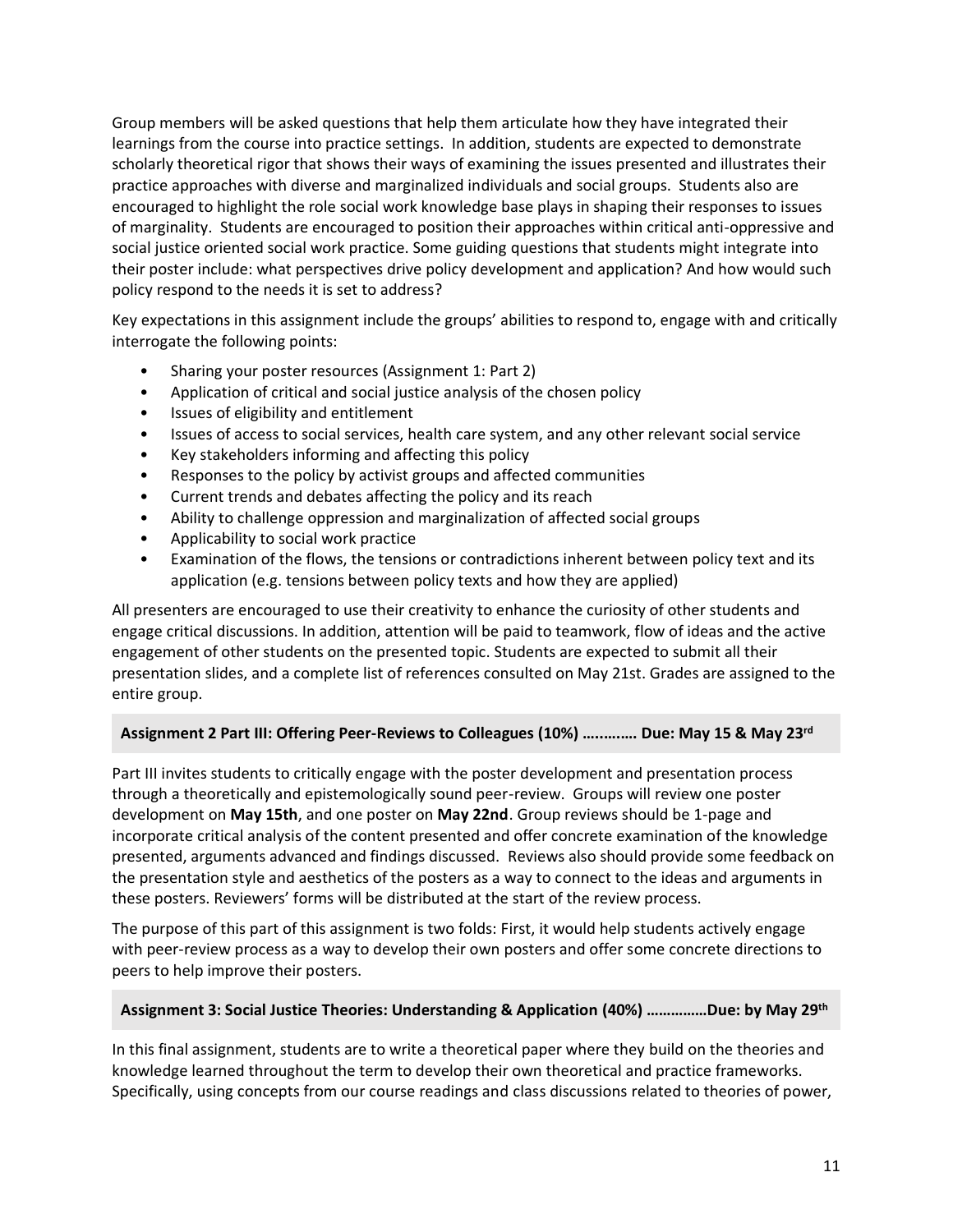Group members will be asked questions that help them articulate how they have integrated their learnings from the course into practice settings. In addition, students are expected to demonstrate scholarly theoretical rigor that shows their ways of examining the issues presented and illustrates their practice approaches with diverse and marginalized individuals and social groups. Students also are encouraged to highlight the role social work knowledge base plays in shaping their responses to issues of marginality. Students are encouraged to position their approaches within critical anti-oppressive and social justice oriented social work practice. Some guiding questions that students might integrate into their poster include: what perspectives drive policy development and application? And how would such policy respond to the needs it is set to address?

Key expectations in this assignment include the groups' abilities to respond to, engage with and critically interrogate the following points:

- Sharing your poster resources (Assignment 1: Part 2)
- Application of critical and social justice analysis of the chosen policy
- Issues of eligibility and entitlement
- Issues of access to social services, health care system, and any other relevant social service
- Key stakeholders informing and affecting this policy
- Responses to the policy by activist groups and affected communities
- Current trends and debates affecting the policy and its reach
- Ability to challenge oppression and marginalization of affected social groups
- Applicability to social work practice
- Examination of the flows, the tensions or contradictions inherent between policy text and its application (e.g. tensions between policy texts and how they are applied)

All presenters are encouraged to use their creativity to enhance the curiosity of other students and engage critical discussions. In addition, attention will be paid to teamwork, flow of ideas and the active engagement of other students on the presented topic. Students are expected to submit all their presentation slides, and a complete list of references consulted on May 21st. Grades are assigned to the entire group.

#### Assignment 2 Part III: Offering Peer-Reviews to Colleagues (10%) …..……. Due: May 15 & May 23rd

Part III invites students to critically engage with the poster development and presentation process through a theoretically and epistemologically sound peer-review. Groups will review one poster development on **May 15th**, and one poster on **May 22nd**. Group reviews should be 1-page and incorporate critical analysis of the content presented and offer concrete examination of the knowledge presented, arguments advanced and findings discussed. Reviews also should provide some feedback on the presentation style and aesthetics of the posters as a way to connect to the ideas and arguments in these posters. Reviewers' forms will be distributed at the start of the review process.

The purpose of this part of this assignment is two folds: First, it would help students actively engage with peer-review process as a way to develop their own posters and offer some concrete directions to peers to help improve their posters.

#### Assignment 3: Social Justice Theories: Understanding & Application (40%) ……………Due: by May 29th

In this final assignment, students are to write a theoretical paper where they build on the theories and knowledge learned throughout the term to develop their own theoretical and practice frameworks. Specifically, using concepts from our course readings and class discussions related to theories of power,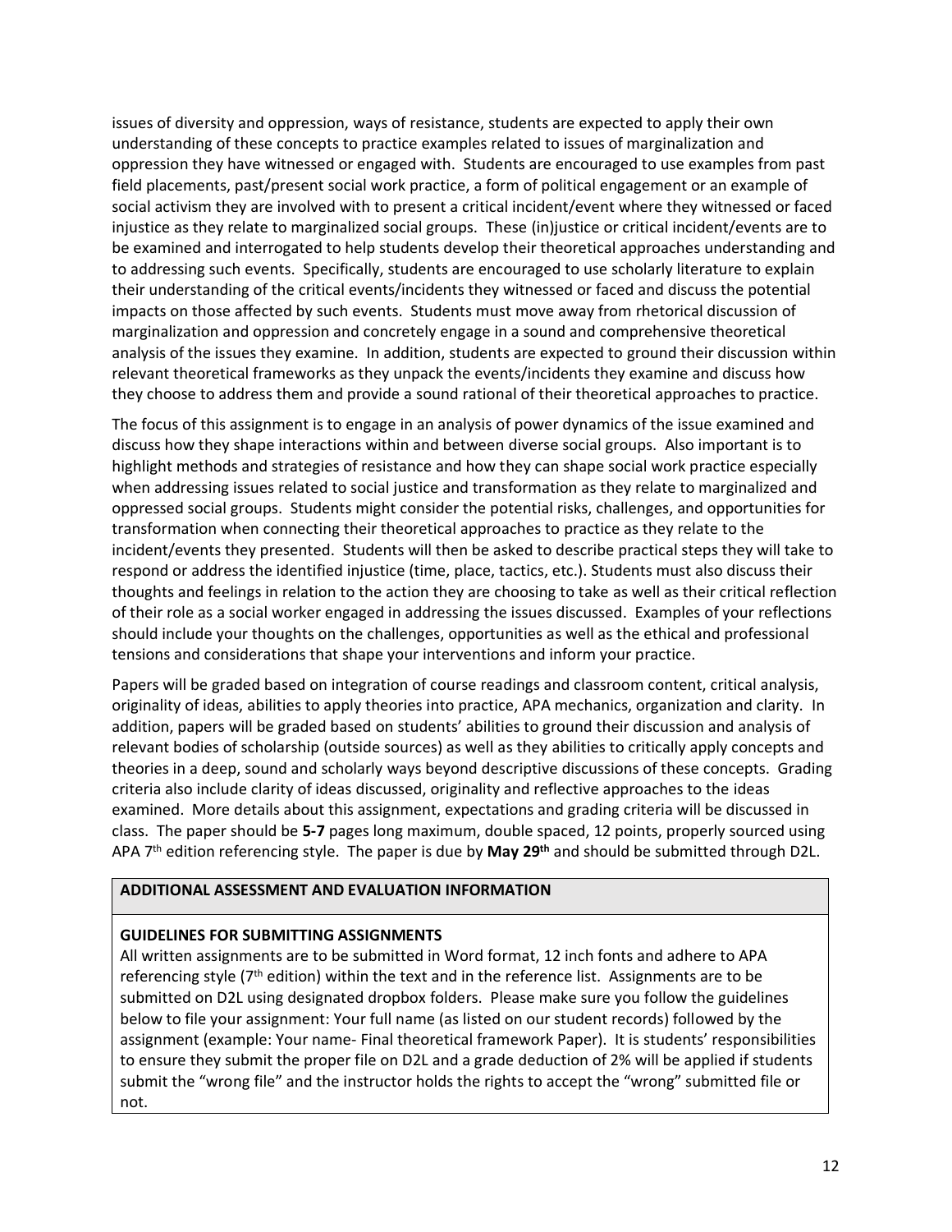issues of diversity and oppression, ways of resistance, students are expected to apply their own understanding of these concepts to practice examples related to issues of marginalization and oppression they have witnessed or engaged with. Students are encouraged to use examples from past field placements, past/present social work practice, a form of political engagement or an example of social activism they are involved with to present a critical incident/event where they witnessed or faced injustice as they relate to marginalized social groups. These (in)justice or critical incident/events are to be examined and interrogated to help students develop their theoretical approaches understanding and to addressing such events. Specifically, students are encouraged to use scholarly literature to explain their understanding of the critical events/incidents they witnessed or faced and discuss the potential impacts on those affected by such events. Students must move away from rhetorical discussion of marginalization and oppression and concretely engage in a sound and comprehensive theoretical analysis of the issues they examine. In addition, students are expected to ground their discussion within relevant theoretical frameworks as they unpack the events/incidents they examine and discuss how they choose to address them and provide a sound rational of their theoretical approaches to practice.

The focus of this assignment is to engage in an analysis of power dynamics of the issue examined and discuss how they shape interactions within and between diverse social groups. Also important is to highlight methods and strategies of resistance and how they can shape social work practice especially when addressing issues related to social justice and transformation as they relate to marginalized and oppressed social groups. Students might consider the potential risks, challenges, and opportunities for transformation when connecting their theoretical approaches to practice as they relate to the incident/events they presented. Students will then be asked to describe practical steps they will take to respond or address the identified injustice (time, place, tactics, etc.). Students must also discuss their thoughts and feelings in relation to the action they are choosing to take as well as their critical reflection of their role as a social worker engaged in addressing the issues discussed. Examples of your reflections should include your thoughts on the challenges, opportunities as well as the ethical and professional tensions and considerations that shape your interventions and inform your practice.

Papers will be graded based on integration of course readings and classroom content, critical analysis, originality of ideas, abilities to apply theories into practice, APA mechanics, organization and clarity. In addition, papers will be graded based on students' abilities to ground their discussion and analysis of relevant bodies of scholarship (outside sources) as well as they abilities to critically apply concepts and theories in a deep, sound and scholarly ways beyond descriptive discussions of these concepts. Grading criteria also include clarity of ideas discussed, originality and reflective approaches to the ideas examined. More details about this assignment, expectations and grading criteria will be discussed in class. The paper should be **5-7** pages long maximum, double spaced, 12 points, properly sourced using APA 7th edition referencing style. The paper is due by **May 29th** and should be submitted through D2L.

| **ADDITIONAL ASSESSMENT AND EVALUATION INFORMATION** |
| --- |
| **GUIDELINES FOR SUBMITTING ASSIGNMENTS**<br>All written assignments are to be submitted in Word format, 12 inch fonts and adhere to APA referencing style (7th edition) within the text and in the reference list. Assignments are to be submitted on D2L using designated dropbox folders. Please make sure you follow the guidelines below to file your assignment: Your full name (as listed on our student records) followed by the assignment (example: Your name- Final theoretical framework Paper). It is students' responsibilities to ensure they submit the proper file on D2L and a grade deduction of 2% will be applied if students submit the "wrong file" and the instructor holds the rights to accept the "wrong" submitted file or not. |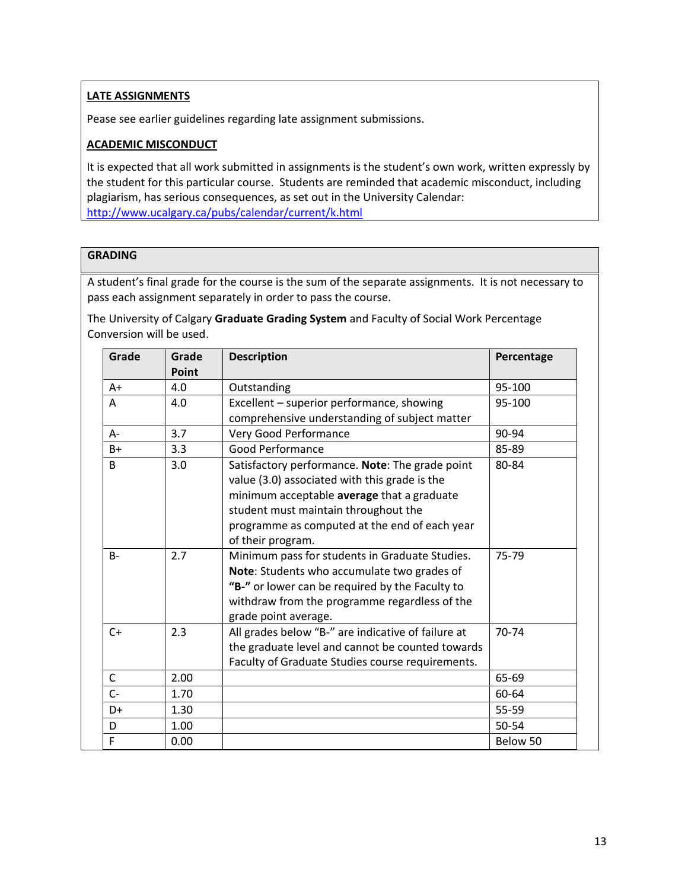**LATE ASSIGNMENTS**

Pease see earlier guidelines regarding late assignment submissions.

**ACADEMIC MISCONDUCT**

It is expected that all work submitted in assignments is the student's own work, written expressly by the student for this particular course. Students are reminded that academic misconduct, including plagiarism, has serious consequences, as set out in the University Calendar: [http://www.ucalgary.ca/pubs/calendar/current/k.html](http://www.ucalgary.ca/pubs/calendar/current/k.html)

## GRADING

A student's final grade for the course is the sum of the separate assignments. It is not necessary to pass each assignment separately in order to pass the course.

The University of Calgary **Graduate Grading System** and Faculty of Social Work Percentage Conversion will be used.

| Grade | Grade Point | Description | Percentage |
|---|---|---|---|
| A+ | 4.0 | Outstanding | 95-100 |
| A | 4.0 | Excellent – superior performance, showing comprehensive understanding of subject matter | 95-100 |
| A- | 3.7 | Very Good Performance | 90-94 |
| B+ | 3.3 | Good Performance | 85-89 |
| B | 3.0 | Satisfactory performance. **Note**: The grade point value (3.0) associated with this grade is the minimum acceptable **average** that a graduate student must maintain throughout the programme as computed at the end of each year of their program. | 80-84 |
| B- | 2.7 | Minimum pass for students in Graduate Studies. **Note**: Students who accumulate two grades of **"B-"** or lower can be required by the Faculty to withdraw from the programme regardless of the grade point average. | 75-79 |
| C+ | 2.3 | All grades below "B-" are indicative of failure at the graduate level and cannot be counted towards Faculty of Graduate Studies course requirements. | 70-74 |
| C | 2.00 | | 65-69 |
| C- | 1.70 | | 60-64 |
| D+ | 1.30 | | 55-59 |
| D | 1.00 | | 50-54 |
| F | 0.00 | | Below 50 |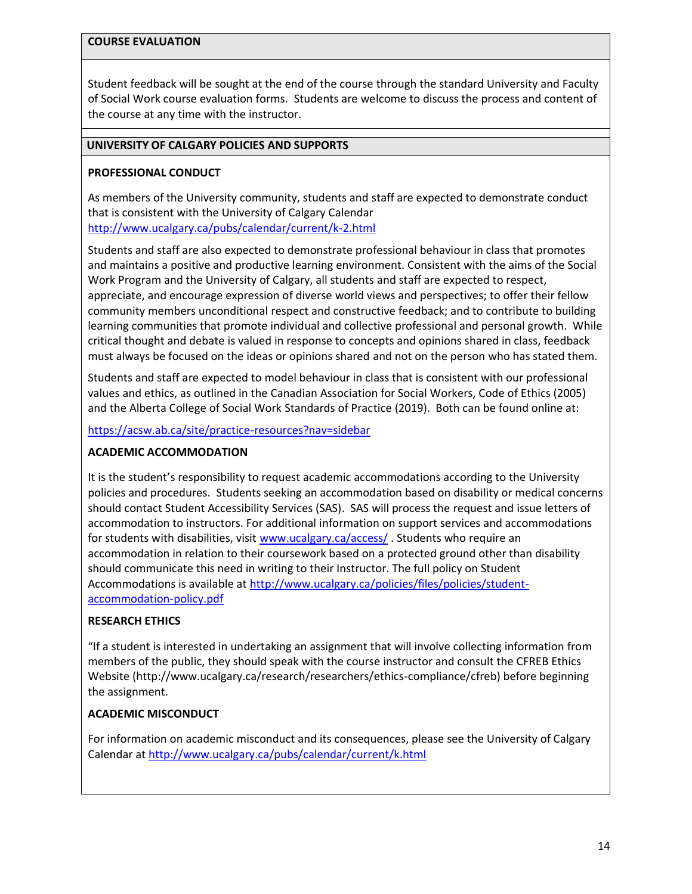## COURSE EVALUATION

Student feedback will be sought at the end of the course through the standard University and Faculty of Social Work course evaluation forms. Students are welcome to discuss the process and content of the course at any time with the instructor.

## UNIVERSITY OF CALGARY POLICIES AND SUPPORTS

### PROFESSIONAL CONDUCT

As members of the University community, students and staff are expected to demonstrate conduct that is consistent with the University of Calgary Calendar http://www.ucalgary.ca/pubs/calendar/current/k-2.html

Students and staff are also expected to demonstrate professional behaviour in class that promotes and maintains a positive and productive learning environment. Consistent with the aims of the Social Work Program and the University of Calgary, all students and staff are expected to respect, appreciate, and encourage expression of diverse world views and perspectives; to offer their fellow community members unconditional respect and constructive feedback; and to contribute to building learning communities that promote individual and collective professional and personal growth. While critical thought and debate is valued in response to concepts and opinions shared in class, feedback must always be focused on the ideas or opinions shared and not on the person who has stated them.

Students and staff are expected to model behaviour in class that is consistent with our professional values and ethics, as outlined in the Canadian Association for Social Workers, Code of Ethics (2005) and the Alberta College of Social Work Standards of Practice (2019). Both can be found online at:

https://acsw.ab.ca/site/practice-resources?nav=sidebar

### ACADEMIC ACCOMMODATION

It is the student's responsibility to request academic accommodations according to the University policies and procedures. Students seeking an accommodation based on disability or medical concerns should contact Student Accessibility Services (SAS). SAS will process the request and issue letters of accommodation to instructors. For additional information on support services and accommodations for students with disabilities, visit www.ucalgary.ca/access/ . Students who require an accommodation in relation to their coursework based on a protected ground other than disability should communicate this need in writing to their Instructor. The full policy on Student Accommodations is available at http://www.ucalgary.ca/policies/files/policies/student-accommodation-policy.pdf

### RESEARCH ETHICS

"If a student is interested in undertaking an assignment that will involve collecting information from members of the public, they should speak with the course instructor and consult the CFREB Ethics Website (http://www.ucalgary.ca/research/researchers/ethics-compliance/cfreb) before beginning the assignment.

### ACADEMIC MISCONDUCT

For information on academic misconduct and its consequences, please see the University of Calgary Calendar at http://www.ucalgary.ca/pubs/calendar/current/k.html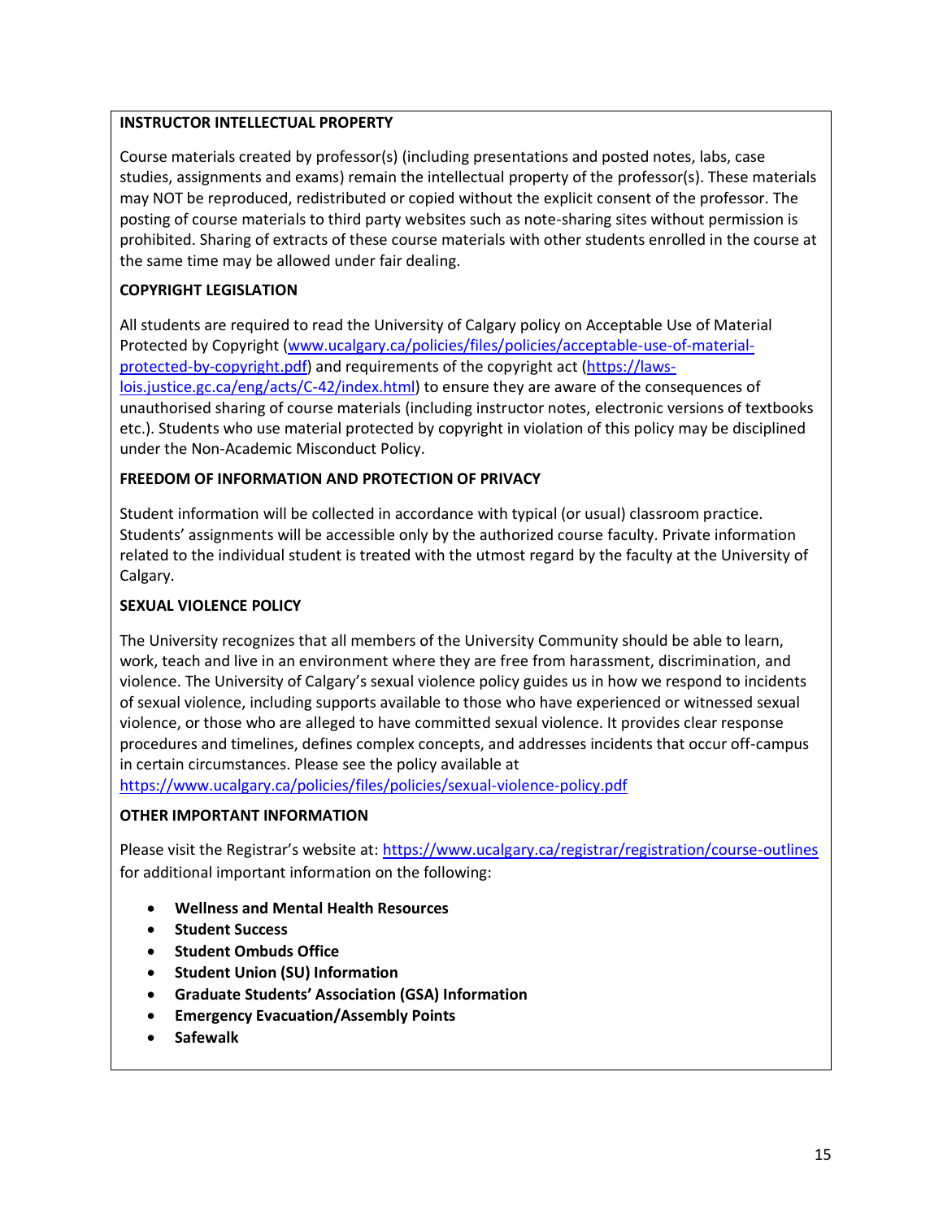**INSTRUCTOR INTELLECTUAL PROPERTY**

Course materials created by professor(s) (including presentations and posted notes, labs, case studies, assignments and exams) remain the intellectual property of the professor(s). These materials may NOT be reproduced, redistributed or copied without the explicit consent of the professor. The posting of course materials to third party websites such as note-sharing sites without permission is prohibited. Sharing of extracts of these course materials with other students enrolled in the course at the same time may be allowed under fair dealing.

**COPYRIGHT LEGISLATION**

All students are required to read the University of Calgary policy on Acceptable Use of Material Protected by Copyright (www.ucalgary.ca/policies/files/policies/acceptable-use-of-material-protected-by-copyright.pdf) and requirements of the copyright act (https://laws-lois.justice.gc.ca/eng/acts/C-42/index.html) to ensure they are aware of the consequences of unauthorised sharing of course materials (including instructor notes, electronic versions of textbooks etc.). Students who use material protected by copyright in violation of this policy may be disciplined under the Non-Academic Misconduct Policy.

**FREEDOM OF INFORMATION AND PROTECTION OF PRIVACY**

Student information will be collected in accordance with typical (or usual) classroom practice. Students' assignments will be accessible only by the authorized course faculty. Private information related to the individual student is treated with the utmost regard by the faculty at the University of Calgary.

**SEXUAL VIOLENCE POLICY**

The University recognizes that all members of the University Community should be able to learn, work, teach and live in an environment where they are free from harassment, discrimination, and violence. The University of Calgary's sexual violence policy guides us in how we respond to incidents of sexual violence, including supports available to those who have experienced or witnessed sexual violence, or those who are alleged to have committed sexual violence. It provides clear response procedures and timelines, defines complex concepts, and addresses incidents that occur off-campus in certain circumstances. Please see the policy available at https://www.ucalgary.ca/policies/files/policies/sexual-violence-policy.pdf

**OTHER IMPORTANT INFORMATION**

Please visit the Registrar's website at: https://www.ucalgary.ca/registrar/registration/course-outlines for additional important information on the following:

- **Wellness and Mental Health Resources**
- **Student Success**
- **Student Ombuds Office**
- **Student Union (SU) Information**
- **Graduate Students' Association (GSA) Information**
- **Emergency Evacuation/Assembly Points**
- **Safewalk**